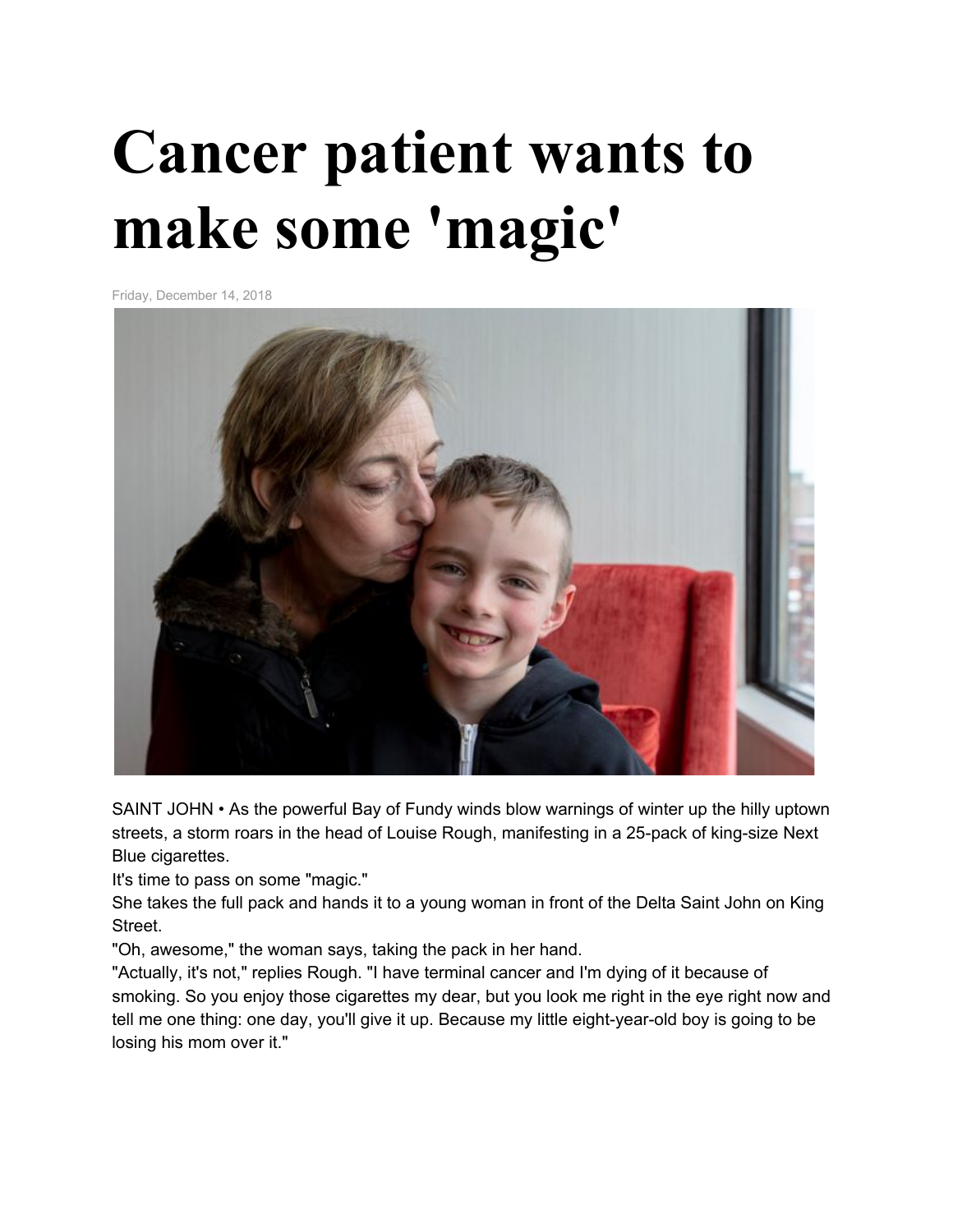# Cancer patient wants to make some 'magic'

Friday, December 14, 2018

SAINT JOHN • As the powerful Bay of Fundy winds blow warnings of winter up the hilly uptown streets, a storm roars in the head of Louise Rough, manifesting in a 25-pack of king-size Next Blue cigarettes.

It's time to pass on some "magic."

She takes the full pack and hands it to a young woman in front of the Delta Saint John on King Street.

"Oh, awesome," the woman says, taking the pack in her hand.

"Actually, it's not," replies Rough. "I have terminal cancer and I'm dying of it because of smoking. So you enjoy those cigarettes my dear, but you look me right in the eye right now and tell me one thing: one day, you'll give it up. Because my little eight-year-old boy is going to be losing his mom over it."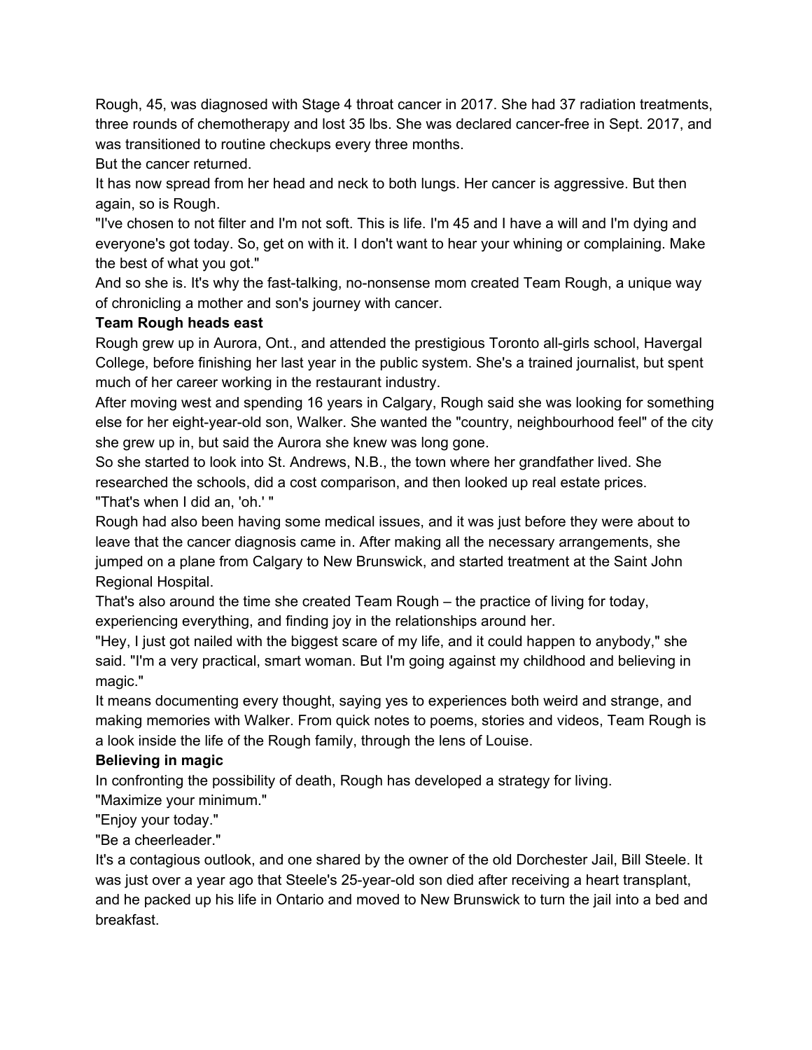Rough, 45, was diagnosed with Stage 4 throat cancer in 2017. She had 37 radiation treatments, three rounds of chemotherapy and lost 35 lbs. She was declared cancer-free in Sept. 2017, and was transitioned to routine checkups every three months.

But the cancer returned.

It has now spread from her head and neck to both lungs. Her cancer is aggressive. But then again, so is Rough.

"I've chosen to not filter and I'm not soft. This is life. I'm 45 and I have a will and I'm dying and everyone's got today. So, get on with it. I don't want to hear your whining or complaining. Make the best of what you got."

And so she is. It's why the fast-talking, no-nonsense mom created Team Rough, a unique way of chronicling a mother and son's journey with cancer.

**Team Rough heads east**

Rough grew up in Aurora, Ont., and attended the prestigious Toronto all-girls school, Havergal College, before finishing her last year in the public system. She's a trained journalist, but spent much of her career working in the restaurant industry.

After moving west and spending 16 years in Calgary, Rough said she was looking for something else for her eight-year-old son, Walker. She wanted the "country, neighbourhood feel" of the city she grew up in, but said the Aurora she knew was long gone.

So she started to look into St. Andrews, N.B., the town where her grandfather lived. She researched the schools, did a cost comparison, and then looked up real estate prices.

"That's when I did an, 'oh.' "

Rough had also been having some medical issues, and it was just before they were about to leave that the cancer diagnosis came in. After making all the necessary arrangements, she jumped on a plane from Calgary to New Brunswick, and started treatment at the Saint John Regional Hospital.

That's also around the time she created Team Rough – the practice of living for today, experiencing everything, and finding joy in the relationships around her.

"Hey, I just got nailed with the biggest scare of my life, and it could happen to anybody," she said. "I'm a very practical, smart woman. But I'm going against my childhood and believing in magic."

It means documenting every thought, saying yes to experiences both weird and strange, and making memories with Walker. From quick notes to poems, stories and videos, Team Rough is a look inside the life of the Rough family, through the lens of Louise.

**Believing in magic**

In confronting the possibility of death, Rough has developed a strategy for living.

"Maximize your minimum."

"Enjoy your today."

"Be a cheerleader."

It's a contagious outlook, and one shared by the owner of the old Dorchester Jail, Bill Steele. It was just over a year ago that Steele's 25-year-old son died after receiving a heart transplant, and he packed up his life in Ontario and moved to New Brunswick to turn the jail into a bed and breakfast.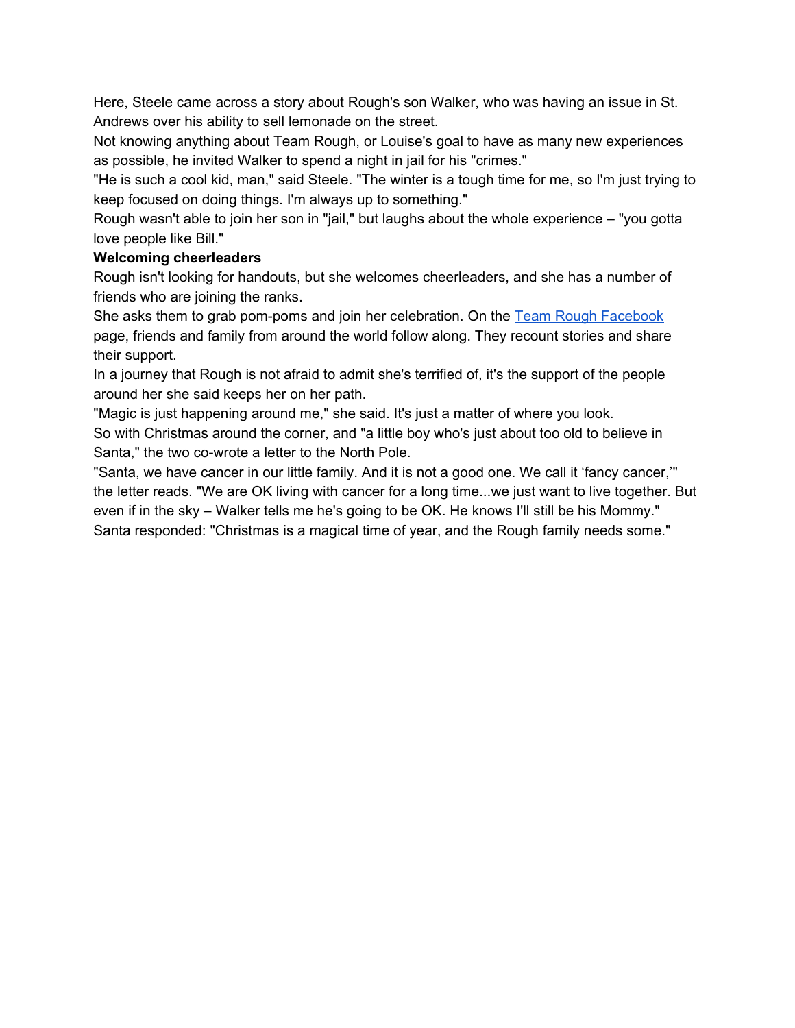Here, Steele came across a story about Rough's son Walker, who was having an issue in St. Andrews over his ability to sell lemonade on the street.

Not knowing anything about Team Rough, or Louise's goal to have as many new experiences as possible, he invited Walker to spend a night in jail for his "crimes."

"He is such a cool kid, man," said Steele. "The winter is a tough time for me, so I'm just trying to keep focused on doing things. I'm always up to something."

Rough wasn't able to join her son in "jail," but laughs about the whole experience – "you gotta love people like Bill."

**Welcoming cheerleaders**

Rough isn't looking for handouts, but she welcomes cheerleaders, and she has a number of friends who are joining the ranks.

She asks them to grab pom-poms and join her celebration. On the [Team Rough Facebook] page, friends and family from around the world follow along. They recount stories and share their support.

In a journey that Rough is not afraid to admit she's terrified of, it's the support of the people around her she said keeps her on her path.

"Magic is just happening around me," she said. It's just a matter of where you look.

So with Christmas around the corner, and "a little boy who's just about too old to believe in Santa," the two co-wrote a letter to the North Pole.

"Santa, we have cancer in our little family. And it is not a good one. We call it 'fancy cancer,'" the letter reads. "We are OK living with cancer for a long time...we just want to live together. But even if in the sky – Walker tells me he's going to be OK. He knows I'll still be his Mommy."

Santa responded: "Christmas is a magical time of year, and the Rough family needs some."